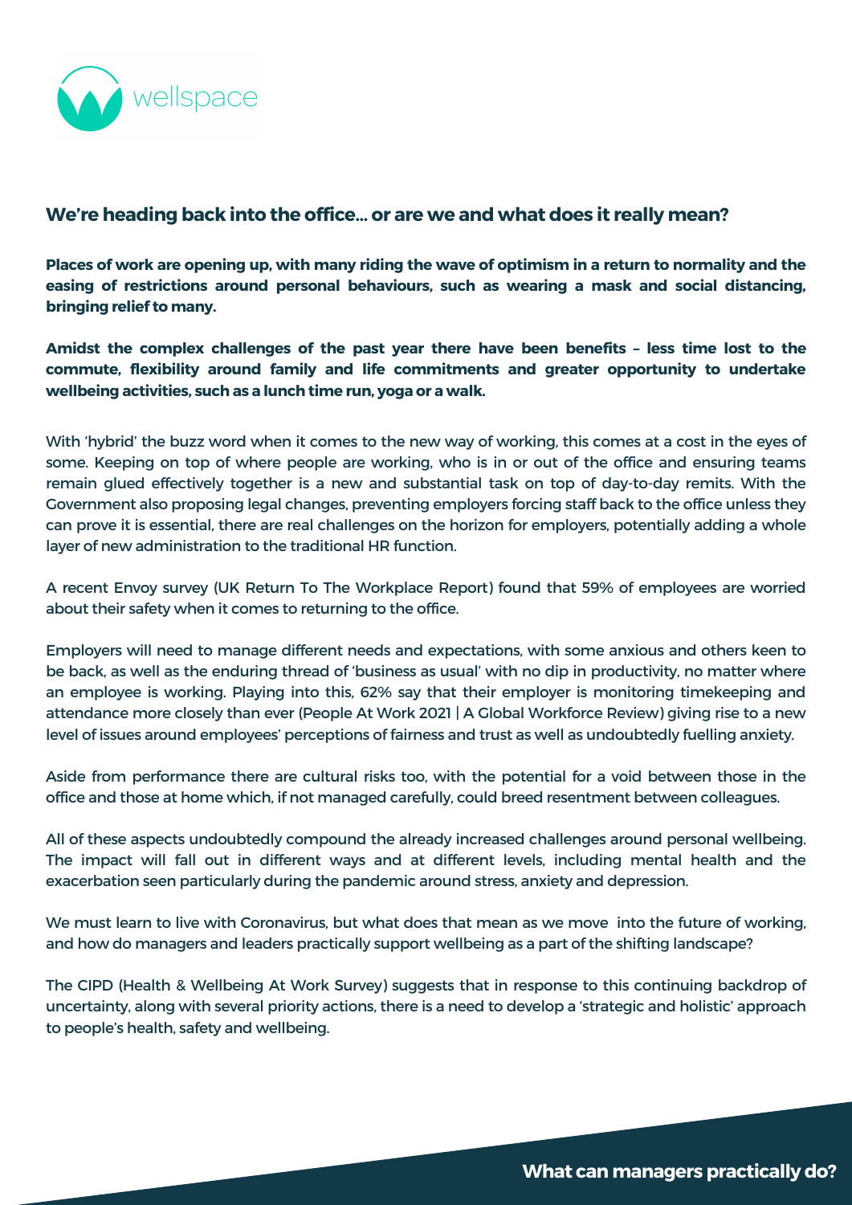wellspace

## We're heading back into the office... or are we and what does it really mean?

**Places of work are opening up, with many riding the wave of optimism in a return to normality and the easing of restrictions around personal behaviours, such as wearing a mask and social distancing, bringing relief to many.**

**Amidst the complex challenges of the past year there have been benefits – less time lost to the commute, flexibility around family and life commitments and greater opportunity to undertake wellbeing activities, such as a lunch time run, yoga or a walk.**

With 'hybrid' the buzz word when it comes to the new way of working, this comes at a cost in the eyes of some. Keeping on top of where people are working, who is in or out of the office and ensuring teams remain glued effectively together is a new and substantial task on top of day-to-day remits. With the Government also proposing legal changes, preventing employers forcing staff back to the office unless they can prove it is essential, there are real challenges on the horizon for employers, potentially adding a whole layer of new administration to the traditional HR function.

A recent Envoy survey (UK Return To The Workplace Report) found that 59% of employees are worried about their safety when it comes to returning to the office.

Employers will need to manage different needs and expectations, with some anxious and others keen to be back, as well as the enduring thread of 'business as usual' with no dip in productivity, no matter where an employee is working. Playing into this, 62% say that their employer is monitoring timekeeping and attendance more closely than ever (People At Work 2021 | A Global Workforce Review) giving rise to a new level of issues around employees' perceptions of fairness and trust as well as undoubtedly fuelling anxiety.

Aside from performance there are cultural risks too, with the potential for a void between those in the office and those at home which, if not managed carefully, could breed resentment between colleagues.

All of these aspects undoubtedly compound the already increased challenges around personal wellbeing. The impact will fall out in different ways and at different levels, including mental health and the exacerbation seen particularly during the pandemic around stress, anxiety and depression.

We must learn to live with Coronavirus, but what does that mean as we move into the future of working, and how do managers and leaders practically support wellbeing as a part of the shifting landscape?

The CIPD (Health & Wellbeing At Work Survey) suggests that in response to this continuing backdrop of uncertainty, along with several priority actions, there is a need to develop a 'strategic and holistic' approach to people's health, safety and wellbeing.

**What can managers practically do?**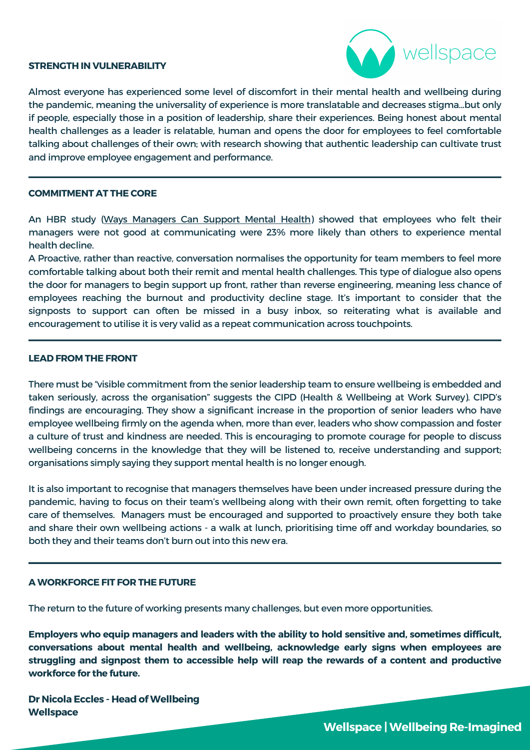## STRENGTH IN VULNERABILITY

Almost everyone has experienced some level of discomfort in their mental health and wellbeing during the pandemic, meaning the universality of experience is more translatable and decreases stigma...but only if people, especially those in a position of leadership, share their experiences. Being honest about mental health challenges as a leader is relatable, human and opens the door for employees to feel comfortable talking about challenges of their own; with research showing that authentic leadership can cultivate trust and improve employee engagement and performance.

---

## COMMITMENT AT THE CORE

An HBR study (Ways Managers Can Support Mental Health) showed that employees who felt their managers were not good at communicating were 23% more likely than others to experience mental health decline.

A Proactive, rather than reactive, conversation normalises the opportunity for team members to feel more comfortable talking about both their remit and mental health challenges. This type of dialogue also opens the door for managers to begin support up front, rather than reverse engineering, meaning less chance of employees reaching the burnout and productivity decline stage. It's important to consider that the signposts to support can often be missed in a busy inbox, so reiterating what is available and encouragement to utilise it is very valid as a repeat communication across touchpoints.

---

## LEAD FROM THE FRONT

There must be "visible commitment from the senior leadership team to ensure wellbeing is embedded and taken seriously, across the organisation" suggests the CIPD (Health & Wellbeing at Work Survey). CIPD's findings are encouraging. They show a significant increase in the proportion of senior leaders who have employee wellbeing firmly on the agenda when, more than ever, leaders who show compassion and foster a culture of trust and kindness are needed. This is encouraging to promote courage for people to discuss wellbeing concerns in the knowledge that they will be listened to, receive understanding and support; organisations simply saying they support mental health is no longer enough.

It is also important to recognise that managers themselves have been under increased pressure during the pandemic, having to focus on their team's wellbeing along with their own remit, often forgetting to take care of themselves. Managers must be encouraged and supported to proactively ensure they both take and share their own wellbeing actions - a walk at lunch, prioritising time off and workday boundaries, so both they and their teams don't burn out into this new era.

---

## A WORKFORCE FIT FOR THE FUTURE

The return to the future of working presents many challenges, but even more opportunities.

**Employers who equip managers and leaders with the ability to hold sensitive and, sometimes difficult, conversations about mental health and wellbeing, acknowledge early signs when employees are struggling and signpost them to accessible help will reap the rewards of a content and productive workforce for the future.**

**Dr Nicola Eccles - Head of Wellbeing**
**Wellspace**